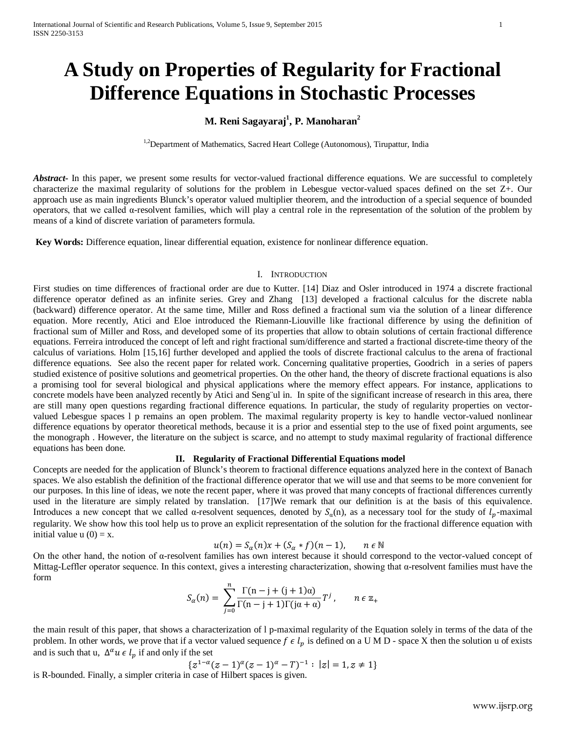# A Study on Properties of Regularity for Fractional Difference Equations in Stochastic Processes

**M. Reni Sagayaraj[1], P. Manoharan[2]**

[1,2]Department of Mathematics, Sacred Heart College (Autonomous), Tirupattur, India

***Abstract-*** In this paper, we present some results for vector-valued fractional difference equations. We are successful to completely characterize the maximal regularity of solutions for the problem in Lebesgue vector-valued spaces defined on the set Z+. Our approach use as main ingredients Blunck's operator valued multiplier theorem, and the introduction of a special sequence of bounded operators, that we called α-resolvent families, which will play a central role in the representation of the solution of the problem by means of a kind of discrete variation of parameters formula.

**Key Words:** Difference equation, linear differential equation, existence for nonlinear difference equation.

## I. Introduction

First studies on time differences of fractional order are due to Kutter. [14] Diaz and Osler introduced in 1974 a discrete fractional difference operator defined as an infinite series. Grey and Zhang [13] developed a fractional calculus for the discrete nabla (backward) difference operator. At the same time, Miller and Ross defined a fractional sum via the solution of a linear difference equation. More recently, Atici and Eloe introduced the Riemann-Liouville like fractional difference by using the definition of fractional sum of Miller and Ross, and developed some of its properties that allow to obtain solutions of certain fractional difference equations. Ferreira introduced the concept of left and right fractional sum/difference and started a fractional discrete-time theory of the calculus of variations. Holm [15,16] further developed and applied the tools of discrete fractional calculus to the arena of fractional difference equations. See also the recent paper for related work. Concerning qualitative properties, Goodrich in a series of papers studied existence of positive solutions and geometrical properties. On the other hand, the theory of discrete fractional equations is also a promising tool for several biological and physical applications where the memory effect appears. For instance, applications to concrete models have been analyzed recently by Atici and Seng¨ul in. In spite of the significant increase of research in this area, there are still many open questions regarding fractional difference equations. In particular, the study of regularity properties on vector-valued Lebesgue spaces l p remains an open problem. The maximal regularity property is key to handle vector-valued nonlinear difference equations by operator theoretical methods, because it is a prior and essential step to the use of fixed point arguments, see the monograph . However, the literature on the subject is scarce, and no attempt to study maximal regularity of fractional difference equations has been done.

## II. Regularity of Fractional Differential Equations model

Concepts are needed for the application of Blunck's theorem to fractional difference equations analyzed here in the context of Banach spaces. We also establish the definition of the fractional difference operator that we will use and that seems to be more convenient for our purposes. In this line of ideas, we note the recent paper, where it was proved that many concepts of fractional differences currently used in the literature are simply related by translation. [17]We remark that our definition is at the basis of this equivalence. Introduces a new concept that we called α-resolvent sequences, denoted by $S_\alpha(n)$, as a necessary tool for the study of $l_p$-maximal regularity. We show how this tool help us to prove an explicit representation of the solution for the fractional difference equation with initial value u (0) = x.

$$u(n) = S_\alpha(n)x + (S_\alpha * f)(n-1), \qquad n \in \mathbb{N}$$

On the other hand, the notion of α-resolvent families has own interest because it should correspond to the vector-valued concept of Mittag-Leffler operator sequence. In this context, gives a interesting characterization, showing that α-resolvent families must have the form

$$S_\alpha(n) = \sum_{j=0}^{n} \frac{\Gamma(n-j+(j+1)\alpha)}{\Gamma(n-j+1)\Gamma(j\alpha+\alpha)} T^j, \qquad n \in \mathbb{Z}_+$$

the main result of this paper, that shows a characterization of l p-maximal regularity of the Equation solely in terms of the data of the problem. In other words, we prove that if a vector valued sequence $f \in l_p$ is defined on a U M D - space X then the solution u of exists and is such that u, $\Delta^\alpha u \in l_p$ if and only if the set

$$\{z^{1-\alpha}(z-1)^\alpha (z-1)^\alpha - T)^{-1} : |z| = 1, z \neq 1\}$$

is R-bounded. Finally, a simpler criteria in case of Hilbert spaces is given.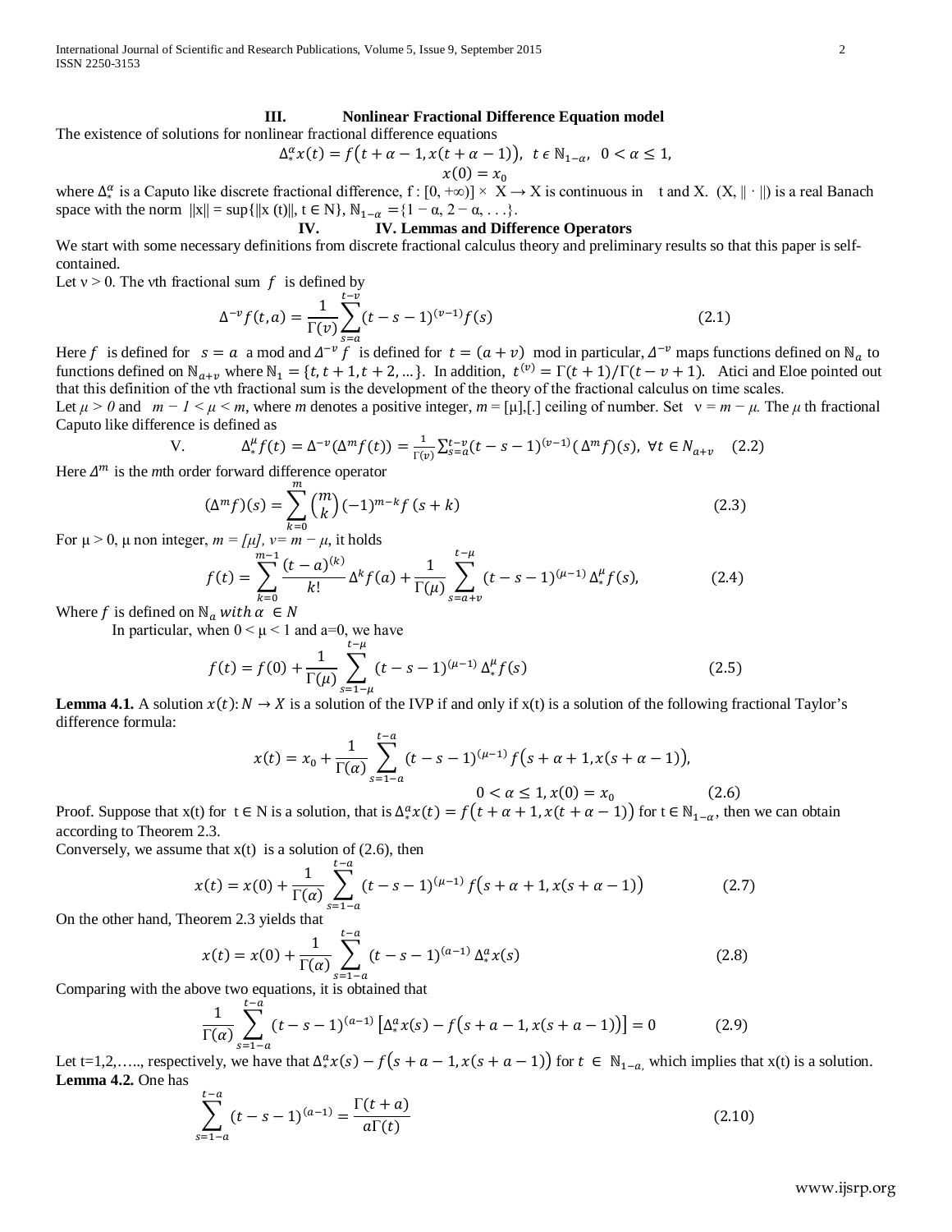## III. Nonlinear Fractional Difference Equation model

The existence of solutions for nonlinear fractional difference equations

$$\Delta_*^\alpha x(t) = f\big(t+\alpha-1, x(t+\alpha-1)\big),\ \ t \in \mathbb{N}_{1-\alpha},\ \ 0<\alpha\le 1,$$
$$x(0)=x_0$$

where $\Delta_*^\alpha$ is a Caputo like discrete fractional difference, f : [0, +∞)] × X → X is continuous in t and X. (X, ‖ · ‖) is a real Banach space with the norm ‖x‖ = sup{‖x (t)‖, t ∈ N}, $\mathbb{N}_{1-\alpha} = \{1-\alpha, 2-\alpha, \ldots\}$.

## IV. IV. Lemmas and Difference Operators

We start with some necessary definitions from discrete fractional calculus theory and preliminary results so that this paper is self-contained.

Let ν > 0. The νth fractional sum $f$ is defined by

$$\Delta^{-\nu} f(t,a) = \frac{1}{\Gamma(\nu)} \sum_{s=a}^{t-\nu} (t-s-1)^{(\nu-1)} f(s) \tag{2.1}$$

Here $f$ is defined for $s = a$ a mod and $\Delta^{-\nu} f$ is defined for $t = (a+\nu)$ mod in particular, $\Delta^{-\nu}$ maps functions defined on $\mathbb{N}_a$ to functions defined on $\mathbb{N}_{a+\nu}$ where $\mathbb{N}_1 = \{t, t+1, t+2, \ldots\}$. In addition, $t^{(\nu)} = \Gamma(t+1)/\Gamma(t-\nu+1)$. Atici and Eloe pointed out that this definition of the νth fractional sum is the development of the theory of the fractional calculus on time scales.

Let $\mu > 0$ and $m-1<\mu<m$, where *m* denotes a positive integer, *m* = [μ],[.] ceiling of number. Set $\nu = m-\mu$. The $\mu$ th fractional Caputo like difference is defined as

V. $$\Delta_*^\mu f(t) = \Delta^{-\nu}(\Delta^m f(t)) = \frac{1}{\Gamma(\nu)} \sum_{s=a}^{t-\nu} (t-s-1)^{(\nu-1)} (\Delta^m f)(s),\ \ \forall t \in N_{a+\nu} \tag{2.2}$$

Here $\Delta^m$ is the *m*th order forward difference operator

$$(\Delta^m f)(s) = \sum_{k=0}^{m} \binom{m}{k} (-1)^{m-k} f(s+k) \tag{2.3}$$

For μ > 0, μ non integer, *m = [μ], ν= m − μ*, it holds

$$f(t) = \sum_{k=0}^{m-1} \frac{(t-a)^{(k)}}{k!} \Delta^k f(a) + \frac{1}{\Gamma(\mu)} \sum_{s=a+\nu}^{t-\mu} (t-s-1)^{(\mu-1)} \Delta_*^\mu f(s), \tag{2.4}$$

Where $f$ is defined on $\mathbb{N}_a$ $with\ \alpha \in N$

In particular, when 0 < μ < 1 and a=0, we have

$$f(t) = f(0) + \frac{1}{\Gamma(\mu)} \sum_{s=1-\mu}^{t-\mu} (t-s-1)^{(\mu-1)} \Delta_*^\mu f(s) \tag{2.5}$$

**Lemma 4.1.** A solution $x(t): N \to X$ is a solution of the IVP if and only if x(t) is a solution of the following fractional Taylor's difference formula:

$$x(t) = x_0 + \frac{1}{\Gamma(\alpha)} \sum_{s=1-a}^{t-a} (t-s-1)^{(\mu-1)} f\big(s+\alpha+1, x(s+\alpha-1)\big),$$
$$0<\alpha\le 1, x(0)=x_0 \tag{2.6}$$

Proof. Suppose that x(t) for t ∈ N is a solution, that is $\Delta_*^\alpha x(t) = f\big(t+\alpha+1, x(t+\alpha-1)\big)$ for t ∈ $\mathbb{N}_{1-\alpha}$, then we can obtain according to Theorem 2.3.

Conversely, we assume that x(t) is a solution of (2.6), then

$$x(t) = x(0) + \frac{1}{\Gamma(\alpha)} \sum_{s=1-a}^{t-a} (t-s-1)^{(\mu-1)} f\big(s+\alpha+1, x(s+\alpha-1)\big) \tag{2.7}$$

On the other hand, Theorem 2.3 yields that

$$x(t) = x(0) + \frac{1}{\Gamma(\alpha)} \sum_{s=1-a}^{t-a} (t-s-1)^{(a-1)} \Delta_*^a x(s) \tag{2.8}$$

Comparing with the above two equations, it is obtained that

$$\frac{1}{\Gamma(\alpha)} \sum_{s=1-a}^{t-a} (t-s-1)^{(a-1)} \left[\Delta_*^a x(s) - f\big(s+a-1, x(s+a-1)\big)\right] = 0 \tag{2.9}$$

Let t=1,2,….., respectively, we have that $\Delta_*^a x(s) - f\big(s+a-1, x(s+a-1)\big)$ for $t \in \mathbb{N}_{1-a,}$ which implies that x(t) is a solution.

**Lemma 4.2.** One has

$$\sum_{s=1-a}^{t-a} (t-s-1)^{(a-1)} = \frac{\Gamma(t+a)}{a\Gamma(t)} \tag{2.10}$$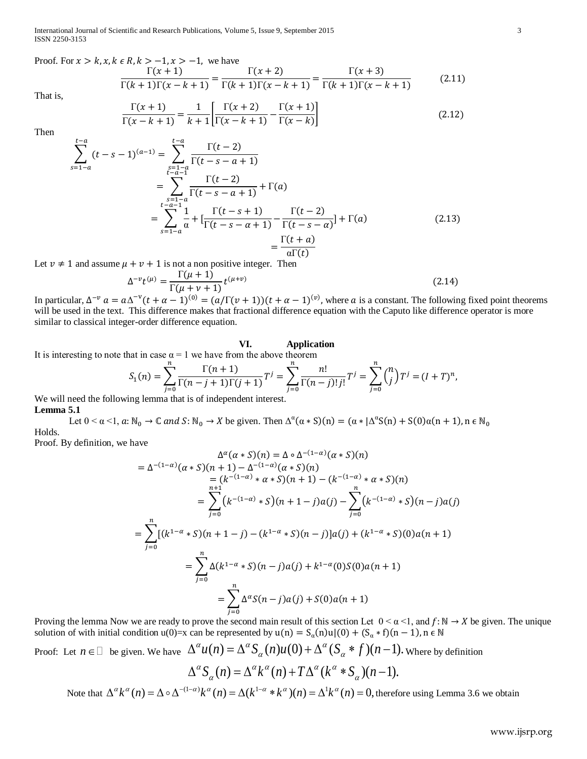Proof. For $x > k, x, k \epsilon R, k > -1, x > -1$, we have

$$\frac{\Gamma(x+1)}{\Gamma(k+1)\Gamma(x-k+1)} = \frac{\Gamma(x+2)}{\Gamma(k+1)\Gamma(x-k+1)} = \frac{\Gamma(x+3)}{\Gamma(k+1)\Gamma(x-k+1)} \qquad (2.11)$$

That is,

$$\frac{\Gamma(x+1)}{\Gamma(x-k+1)} = \frac{1}{k+1}\left[\frac{\Gamma(x+2)}{\Gamma(x-k+1)} - \frac{\Gamma(x+1)}{\Gamma(x-k)}\right] \qquad (2.12)$$

Then

$$\begin{aligned}
\sum_{s=1-a}^{t-a}(t-s-1)^{(a-1)} &= \sum_{s=1-a}^{t-a}\frac{\Gamma(t-2)}{\Gamma(t-s-a+1)} \\
&= \sum_{s=1-a}^{t-a-1}\frac{\Gamma(t-2)}{\Gamma(t-s-a+1)} + \Gamma(a) \\
&= \sum_{s=1-a}^{t-a-1}\frac{1}{\alpha} + \left[\frac{\Gamma(t-s+1)}{\Gamma(t-s-\alpha+1)} - \frac{\Gamma(t-2)}{\Gamma(t-s-\alpha)}\right] + \Gamma(a) \\
&= \frac{\Gamma(t+a)}{\alpha\Gamma(t)}
\end{aligned} \qquad (2.13)$$

Let $v \neq 1$ and assume $\mu + v + 1$ is not a non positive integer. Then

$$\Delta^{-v}t^{(\mu)} = \frac{\Gamma(\mu+1)}{\Gamma(\mu+v+1)}t^{(\mu+v)} \qquad (2.14)$$

In particular, $\Delta^{-v}\, a = a\Delta^{-v}(t+\alpha-1)^{(0)} = (a/\Gamma(v+1))(t+\alpha-1)^{(v)}$, where $a$ is a constant. The following fixed point theorems will be used in the text. This difference makes that fractional difference equation with the Caputo like difference operator is more similar to classical integer-order difference equation.

## VI. Application

It is interesting to note that in case α = 1 we have from the above theorem

$$S_1(n) = \sum_{j=0}^{n}\frac{\Gamma(n+1)}{\Gamma(n-j+1)\Gamma(j+1)}T^j = \sum_{j=0}^{n}\frac{n!}{\Gamma(n-j)!\,j!}T^j = \sum_{j=0}^{n}\binom{n}{j}T^j = (I+T)^n,$$

We will need the following lemma that is of independent interest.

**Lemma 5.1**

Let $0 < \alpha < 1$, $a: \mathbb{N}_0 \to \mathbb{C}$ *and* $S: \mathbb{N}_0 \to X$ be given. Then $\Delta^\alpha(\alpha * S)(n) = (\alpha * |\Delta^\alpha S(n) + S(0)\alpha(n+1), n \in \mathbb{N}_0$ Holds.

Proof. By definition, we have

$$\begin{aligned}
&\Delta^\alpha(\alpha * S)(n) = \Delta \circ \Delta^{-(1-\alpha)}(\alpha * S)(n) \\
&= \Delta^{-(1-\alpha)}(\alpha * S)(n+1) - \Delta^{-(1-\alpha)}(\alpha * S)(n) \\
&= (k^{-(1-\alpha)} * \alpha * S)(n+1) - (k^{-(1-\alpha)} * \alpha * S)(n) \\
&= \sum_{j=0}^{n+1}\left(k^{-(1-\alpha)} * S\right)(n+1-j)a(j) - \sum_{j=0}^{n}\left(k^{-(1-\alpha)} * S\right)(n-j)a(j) \\
&= \sum_{j=0}^{n}[(k^{1-\alpha} * S)(n+1-j) - (k^{1-\alpha} * S)(n-j)]a(j) + (k^{1-\alpha} * S)(0)a(n+1) \\
&= \sum_{j=0}^{n}\Delta(k^{1-\alpha} * S)(n-j)a(j) + k^{1-\alpha}(0)S(0)a(n+1) \\
&= \sum_{j=0}^{n}\Delta^\alpha S(n-j)a(j) + S(0)a(n+1)
\end{aligned}$$

Proving the lemma Now we are ready to prove the second main result of this section Let $0 < \alpha < 1$, and $f: \mathbb{N} \to X$ be given. The unique solution of with initial condition u(0)=x can be represented by $u(n) = S_\alpha(n)u|(0) + (S_\alpha * f)(n-1), n \in \mathbb{N}$

Proof: Let $n \in \mathbb{N}$ be given. We have $\Delta^\alpha u(n) = \Delta^\alpha S_\alpha(n)u(0) + \Delta^\alpha(S_\alpha * f)(n-1).$ Where by definition

$$\Delta^\alpha S_\alpha(n) = \Delta^\alpha k^\alpha(n) + T\Delta^\alpha(k^\alpha * S_\alpha)(n-1).$$

Note that $\Delta^\alpha k^\alpha(n) = \Delta \circ \Delta^{-(1-\alpha)}k^\alpha(n) = \Delta(k^{1-\alpha} * k^\alpha)(n) = \Delta^1 k^\alpha(n) = 0,$ therefore using Lemma 3.6 we obtain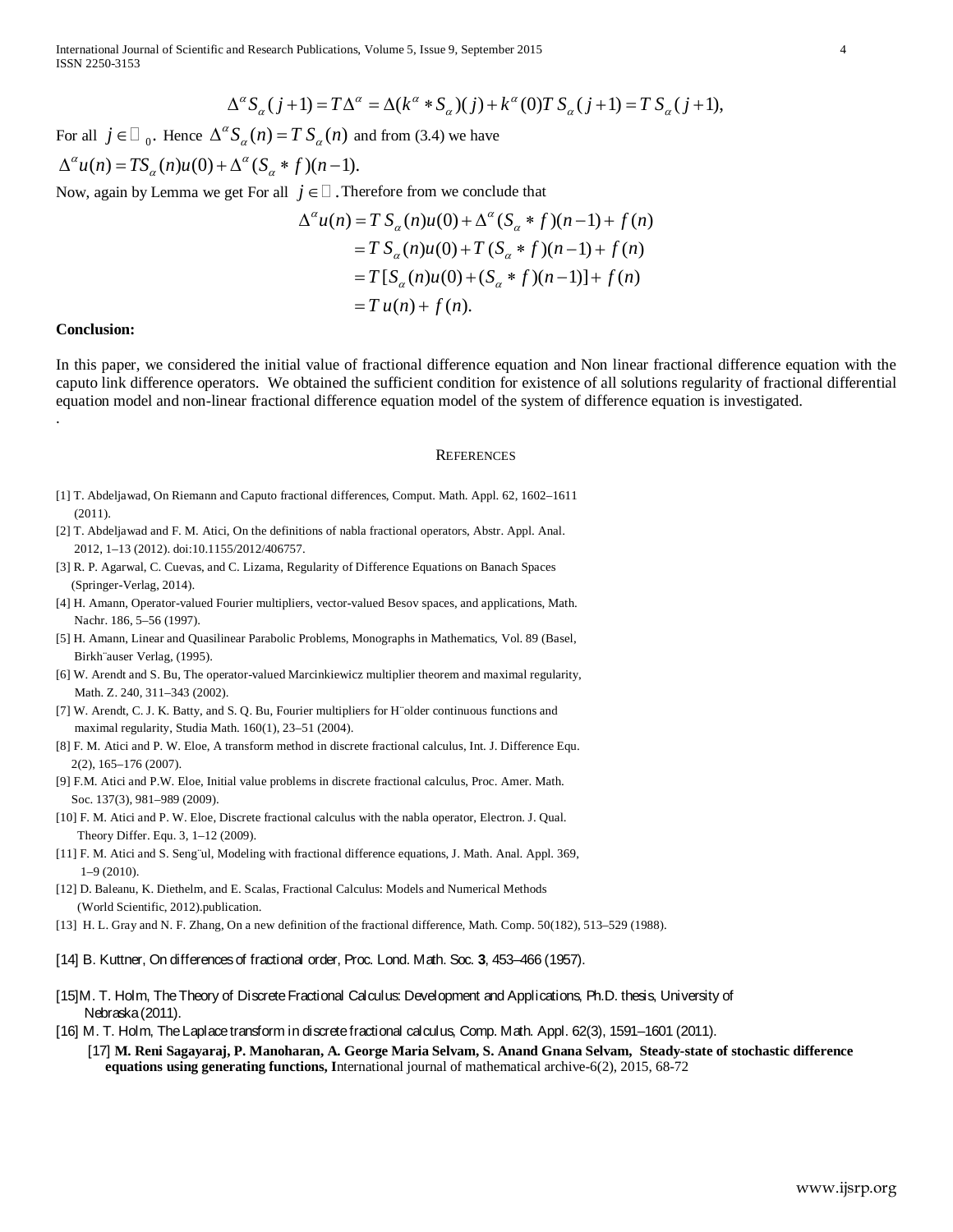$$\Delta^{\alpha} S_{\alpha}(j+1) = T\Delta^{\alpha} = \Delta(k^{\alpha} * S_{\alpha})(j) + k^{\alpha}(0)T\, S_{\alpha}(j+1) = T\, S_{\alpha}(j+1),$$

For all $j \in \mathbb{N}_0$. Hence $\Delta^{\alpha} S_{\alpha}(n) = T\, S_{\alpha}(n)$ and from (3.4) we have

$$\Delta^{\alpha} u(n) = TS_{\alpha}(n)u(0) + \Delta^{\alpha}(S_{\alpha} * f)(n-1).$$

Now, again by Lemma we get For all $j \in \mathbb{N}$. Therefore from we conclude that

$$\begin{aligned}
\Delta^{\alpha} u(n) &= T\, S_{\alpha}(n)u(0) + \Delta^{\alpha}(S_{\alpha} * f)(n-1) + f(n) \\
&= T\, S_{\alpha}(n)u(0) + T\,(S_{\alpha} * f)(n-1) + f(n) \\
&= T\,[S_{\alpha}(n)u(0) + (S_{\alpha} * f)(n-1)] + f(n) \\
&= T\, u(n) + f(n).
\end{aligned}$$

**Conclusion:**

In this paper, we considered the initial value of fractional difference equation and Non linear fractional difference equation with the caputo link difference operators. We obtained the sufficient condition for existence of all solutions regularity of fractional differential equation model and non-linear fractional difference equation model of the system of difference equation is investigated.

.

## References

[1] T. Abdeljawad, On Riemann and Caputo fractional differences, Comput. Math. Appl. 62, 1602–1611 (2011).

[2] T. Abdeljawad and F. M. Atici, On the definitions of nabla fractional operators, Abstr. Appl. Anal. 2012, 1–13 (2012). doi:10.1155/2012/406757.

[3] R. P. Agarwal, C. Cuevas, and C. Lizama, Regularity of Difference Equations on Banach Spaces (Springer-Verlag, 2014).

[4] H. Amann, Operator-valued Fourier multipliers, vector-valued Besov spaces, and applications, Math. Nachr. 186, 5–56 (1997).

[5] H. Amann, Linear and Quasilinear Parabolic Problems, Monographs in Mathematics, Vol. 89 (Basel, Birkh¨auser Verlag, (1995).

[6] W. Arendt and S. Bu, The operator-valued Marcinkiewicz multiplier theorem and maximal regularity, Math. Z. 240, 311–343 (2002).

[7] W. Arendt, C. J. K. Batty, and S. Q. Bu, Fourier multipliers for H¨older continuous functions and maximal regularity, Studia Math. 160(1), 23–51 (2004).

[8] F. M. Atici and P. W. Eloe, A transform method in discrete fractional calculus, Int. J. Difference Equ. 2(2), 165–176 (2007).

[9] F.M. Atici and P.W. Eloe, Initial value problems in discrete fractional calculus, Proc. Amer. Math. Soc. 137(3), 981–989 (2009).

[10] F. M. Atici and P. W. Eloe, Discrete fractional calculus with the nabla operator, Electron. J. Qual. Theory Differ. Equ. 3, 1–12 (2009).

[11] F. M. Atici and S. Seng¨ul, Modeling with fractional difference equations, J. Math. Anal. Appl. 369, 1–9 (2010).

[12] D. Baleanu, K. Diethelm, and E. Scalas, Fractional Calculus: Models and Numerical Methods (World Scientific, 2012).publication.

[13] H. L. Gray and N. F. Zhang, On a new definition of the fractional difference, Math. Comp. 50(182), 513–529 (1988).

[14] B. Kuttner, On differences of fractional order, Proc. Lond. Math. Soc. **3**, 453–466 (1957).

[15]M. T. Holm, The Theory of Discrete Fractional Calculus: Development and Applications, Ph.D. thesis, University of Nebraska (2011).

[16] M. T. Holm, The Laplace transform in discrete fractional calculus, Comp. Math. Appl. 62(3), 1591–1601 (2011).

[17] **M. Reni Sagayaraj, P. Manoharan, A. George Maria Selvam, S. Anand Gnana Selvam, Steady-state of stochastic difference equations using generating functions, I**nternational journal of mathematical archive-6(2), 2015, 68-72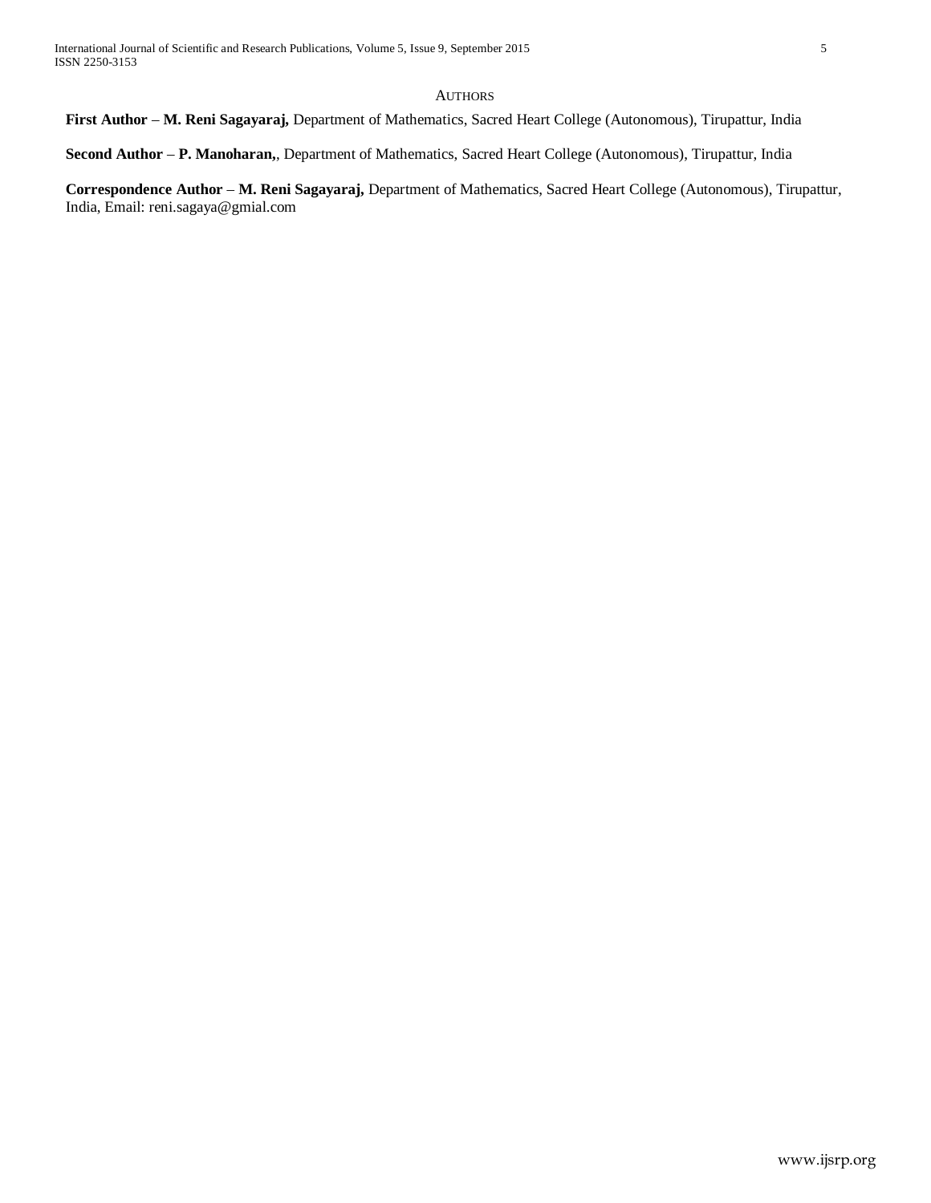## AUTHORS

**First Author** – **M. Reni Sagayaraj,** Department of Mathematics, Sacred Heart College (Autonomous), Tirupattur, India

**Second Author** – **P. Manoharan,**, Department of Mathematics, Sacred Heart College (Autonomous), Tirupattur, India

**Correspondence Author** – **M. Reni Sagayaraj,** Department of Mathematics, Sacred Heart College (Autonomous), Tirupattur, India, Email: reni.sagaya@gmial.com